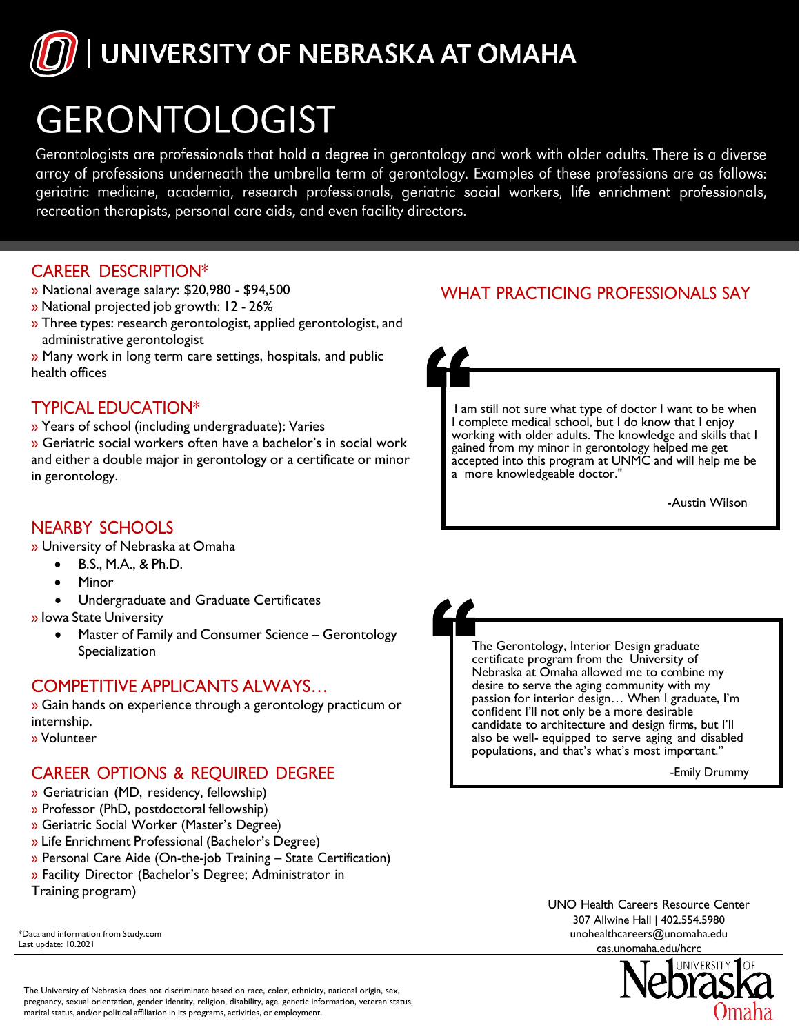# UNIVERSITY OF NEBRASKA AT OMAHA

# GERONTOLOGIST

Gerontologists are professionals that hold a degree in gerontology and work with older adults. There is a diverse array of professions underneath the umbrella term of gerontology. Examples of these professions are as follows: geriatric medicine, academia, research professionals, geriatric social workers, life enrichment professionals, recreation therapists, personal care aids, and even facility directors.

## CAREER DESCRIPTION*

» National average salary: $20,980 - $94,500
» National projected job growth: 12 - 26%
» Three types: research gerontologist, applied gerontologist, and administrative gerontologist
» Many work in long term care settings, hospitals, and public health offices

## TYPICAL EDUCATION*

» Years of school (including undergraduate): Varies
» Geriatric social workers often have a bachelor's in social work and either a double major in gerontology or a certificate or minor in gerontology.

## NEARBY SCHOOLS

» University of Nebraska at Omaha
- B.S., M.A., & Ph.D.
- Minor
- Undergraduate and Graduate Certificates

» Iowa State University
- Master of Family and Consumer Science – Gerontology Specialization

## COMPETITIVE APPLICANTS ALWAYS…

» Gain hands on experience through a gerontology practicum or internship.
» Volunteer

## CAREER OPTIONS & REQUIRED DEGREE

» Geriatrician (MD, residency, fellowship)
» Professor (PhD, postdoctoral fellowship)
» Geriatric Social Worker (Master's Degree)
» Life Enrichment Professional (Bachelor's Degree)
» Personal Care Aide (On-the-job Training – State Certification)
» Facility Director (Bachelor's Degree; Administrator in Training program)

## WHAT PRACTICING PROFESSIONALS SAY

"I am still not sure what type of doctor I want to be when I complete medical school, but I do know that I enjoy working with older adults. The knowledge and skills that I gained from my minor in gerontology helped me get accepted into this program at UNMC and will help me be a more knowledgeable doctor."

-Austin Wilson

"The Gerontology, Interior Design graduate certificate program from the University of Nebraska at Omaha allowed me to combine my desire to serve the aging community with my passion for interior design… When I graduate, I'm confident I'll not only be a more desirable candidate to architecture and design firms, but I'll also be well- equipped to serve aging and disabled populations, and that's what's most important."

-Emily Drummy

UNO Health Careers Resource Center
307 Allwine Hall | 402.554.5980
unohealthcareers@unomaha.edu
cas.unomaha.edu/hcrc

*Data and information from Study.com
Last update: 10.2021

The University of Nebraska does not discriminate based on race, color, ethnicity, national origin, sex, pregnancy, sexual orientation, gender identity, religion, disability, age, genetic information, veteran status, marital status, and/or political affiliation in its programs, activities, or employment.

University of Nebraska Omaha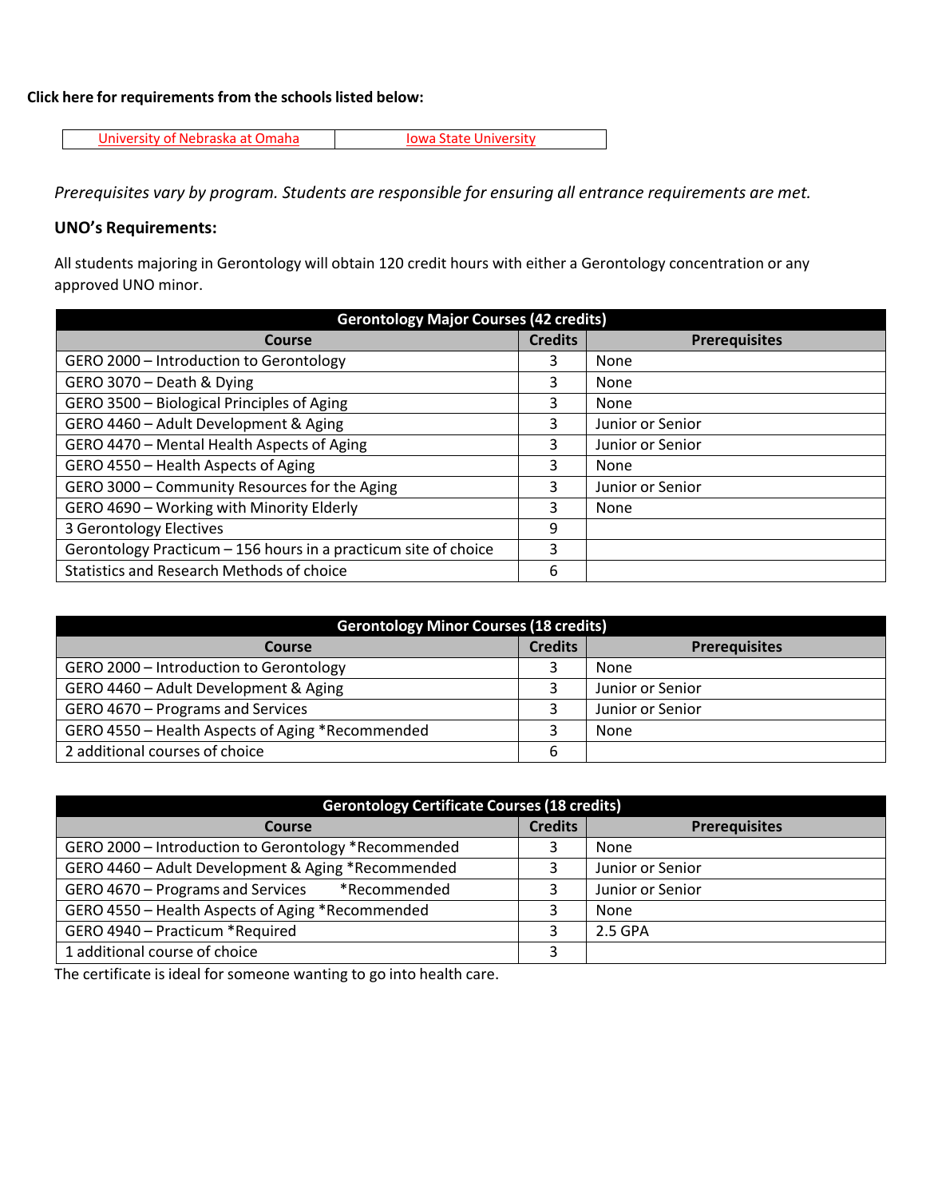**Click here for requirements from the schools listed below:**

| | |
|---|---|
| University of Nebraska at Omaha | Iowa State University |

*Prerequisites vary by program. Students are responsible for ensuring all entrance requirements are met.*

**UNO's Requirements:**

All students majoring in Gerontology will obtain 120 credit hours with either a Gerontology concentration or any approved UNO minor.

| Gerontology Major Courses (42 credits) | | |
|---|---|---|
| **Course** | **Credits** | **Prerequisites** |
| GERO 2000 – Introduction to Gerontology | 3 | None |
| GERO 3070 – Death & Dying | 3 | None |
| GERO 3500 – Biological Principles of Aging | 3 | None |
| GERO 4460 – Adult Development & Aging | 3 | Junior or Senior |
| GERO 4470 – Mental Health Aspects of Aging | 3 | Junior or Senior |
| GERO 4550 – Health Aspects of Aging | 3 | None |
| GERO 3000 – Community Resources for the Aging | 3 | Junior or Senior |
| GERO 4690 – Working with Minority Elderly | 3 | None |
| 3 Gerontology Electives | 9 | |
| Gerontology Practicum – 156 hours in a practicum site of choice | 3 | |
| Statistics and Research Methods of choice | 6 | |

| Gerontology Minor Courses (18 credits) | | |
|---|---|---|
| **Course** | **Credits** | **Prerequisites** |
| GERO 2000 – Introduction to Gerontology | 3 | None |
| GERO 4460 – Adult Development & Aging | 3 | Junior or Senior |
| GERO 4670 – Programs and Services | 3 | Junior or Senior |
| GERO 4550 – Health Aspects of Aging *Recommended | 3 | None |
| 2 additional courses of choice | 6 | |

| Gerontology Certificate Courses (18 credits) | | |
|---|---|---|
| **Course** | **Credits** | **Prerequisites** |
| GERO 2000 – Introduction to Gerontology *Recommended | 3 | None |
| GERO 4460 – Adult Development & Aging *Recommended | 3 | Junior or Senior |
| GERO 4670 – Programs and Services *Recommended | 3 | Junior or Senior |
| GERO 4550 – Health Aspects of Aging *Recommended | 3 | None |
| GERO 4940 – Practicum *Required | 3 | 2.5 GPA |
| 1 additional course of choice | 3 | |

The certificate is ideal for someone wanting to go into health care.